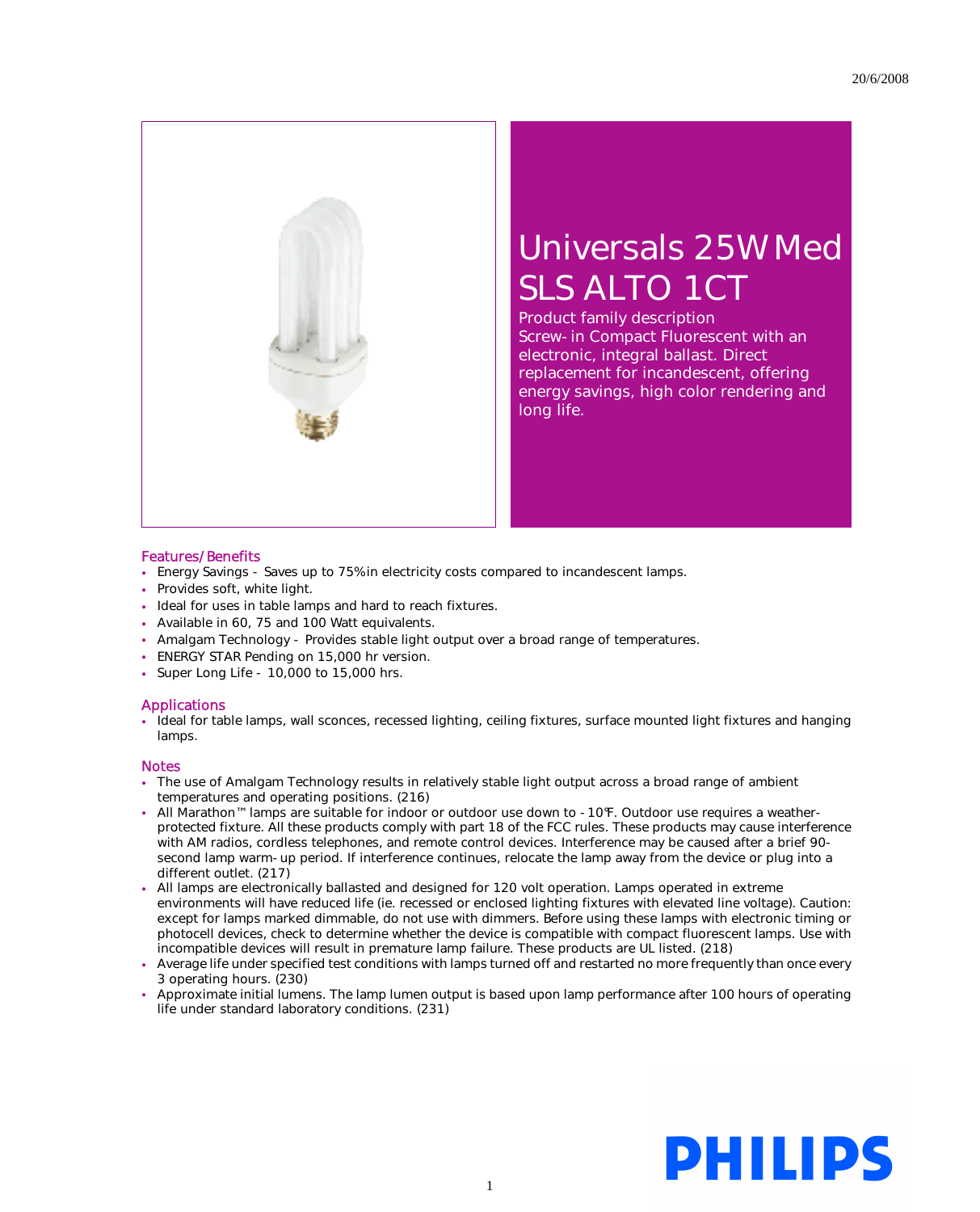20/6/2008

# Universals 25W Med SLS ALTO 1CT

Product family description

Screw-in Compact Fluorescent with an electronic, integral ballast. Direct replacement for incandescent, offering energy savings, high color rendering and long life.

## Features/Benefits

- Energy Savings - Saves up to 75% in electricity costs compared to incandescent lamps.
- Provides soft, white light.
- Ideal for uses in table lamps and hard to reach fixtures.
- Available in 60, 75 and 100 Watt equivalents.
- Amalgam Technology - Provides stable light output over a broad range of temperatures.
- ENERGY STAR Pending on 15,000 hr version.
- Super Long Life - 10,000 to 15,000 hrs.

## Applications

- Ideal for table lamps, wall sconces, recessed lighting, ceiling fixtures, surface mounted light fixtures and hanging lamps.

## Notes

- The use of Amalgam Technology results in relatively stable light output across a broad range of ambient temperatures and operating positions. (216)
- All Marathon™ lamps are suitable for indoor or outdoor use down to -10°F. Outdoor use requires a weather-protected fixture. All these products comply with part 18 of the FCC rules. These products may cause interference with AM radios, cordless telephones, and remote control devices. Interference may be caused after a brief 90-second lamp warm-up period. If interference continues, relocate the lamp away from the device or plug into a different outlet. (217)
- All lamps are electronically ballasted and designed for 120 volt operation. Lamps operated in extreme environments will have reduced life (ie. recessed or enclosed lighting fixtures with elevated line voltage). Caution: except for lamps marked dimmable, do not use with dimmers. Before using these lamps with electronic timing or photocell devices, check to determine whether the device is compatible with compact fluorescent lamps. Use with incompatible devices will result in premature lamp failure. These products are UL listed. (218)
- Average life under specified test conditions with lamps turned off and restarted no more frequently than once every 3 operating hours. (230)
- Approximate initial lumens. The lamp lumen output is based upon lamp performance after 100 hours of operating life under standard laboratory conditions. (231)

PHILIPS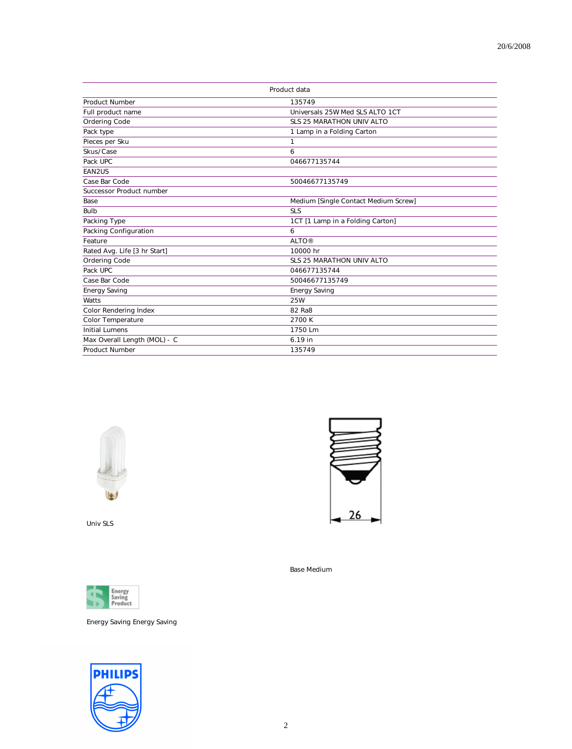20/6/2008

| Product data | |
|---|---|
| Product Number | 135749 |
| Full product name | Universals 25W Med SLS ALTO 1CT |
| Ordering Code | SLS 25 MARATHON UNIV ALTO |
| Pack type | 1 Lamp in a Folding Carton |
| Pieces per Sku | 1 |
| Skus/Case | 6 |
| Pack UPC | 046677135744 |
| EAN2US | |
| Case Bar Code | 50046677135749 |
| Successor Product number | |
| Base | Medium [Single Contact Medium Screw] |
| Bulb | SLS |
| Packing Type | 1CT [1 Lamp in a Folding Carton] |
| Packing Configuration | 6 |
| Feature | ALTO® |
| Rated Avg. Life [3 hr Start] | 10000 hr |
| Ordering Code | SLS 25 MARATHON UNIV ALTO |
| Pack UPC | 046677135744 |
| Case Bar Code | 50046677135749 |
| Energy Saving | Energy Saving |
| Watts | 25W |
| Color Rendering Index | 82 Ra8 |
| Color Temperature | 2700 K |
| Initial Lumens | 1750 Lm |
| Max Overall Length (MOL) - C | 6.19 in |
| Product Number | 135749 |

Univ SLS

26

Base Medium

Energy Saving Product

Energy Saving Energy Saving

PHILIPS